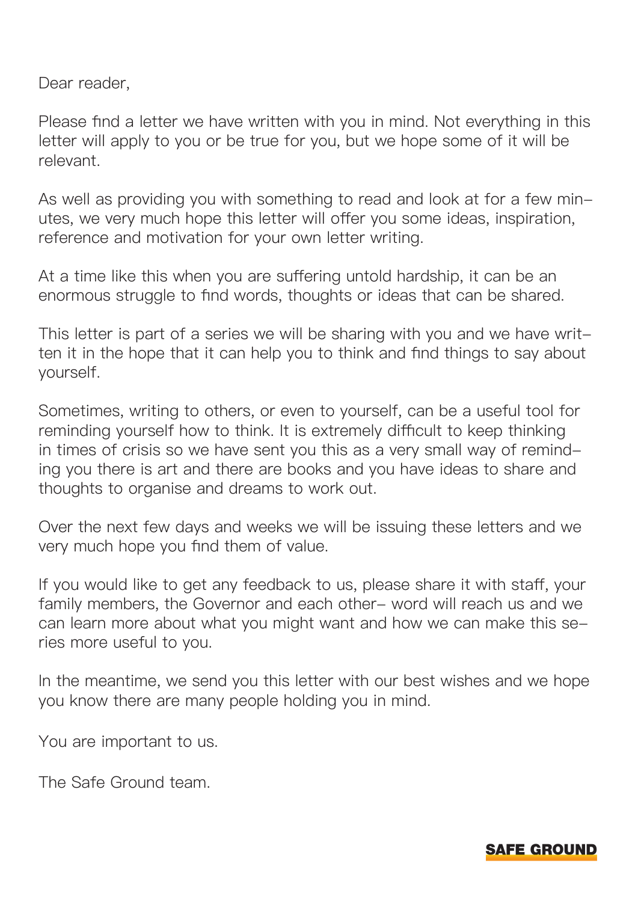Dear reader,

Please find a letter we have written with you in mind. Not everything in this letter will apply to you or be true for you, but we hope some of it will be relevant.

As well as providing you with something to read and look at for a few minutes, we very much hope this letter will offer you some ideas, inspiration, reference and motivation for your own letter writing.

At a time like this when you are suffering untold hardship, it can be an enormous struggle to find words, thoughts or ideas that can be shared.

This letter is part of a series we will be sharing with you and we have written it in the hope that it can help you to think and find things to say about yourself.

Sometimes, writing to others, or even to yourself, can be a useful tool for reminding yourself how to think. It is extremely difficult to keep thinking in times of crisis so we have sent you this as a very small way of reminding you there is art and there are books and you have ideas to share and thoughts to organise and dreams to work out.

Over the next few days and weeks we will be issuing these letters and we very much hope you find them of value.

If you would like to get any feedback to us, please share it with staff, your family members, the Governor and each other– word will reach us and we can learn more about what you might want and how we can make this series more useful to you.

In the meantime, we send you this letter with our best wishes and we hope you know there are many people holding you in mind.

You are important to us.

The Safe Ground team.

**SAFE GROUND**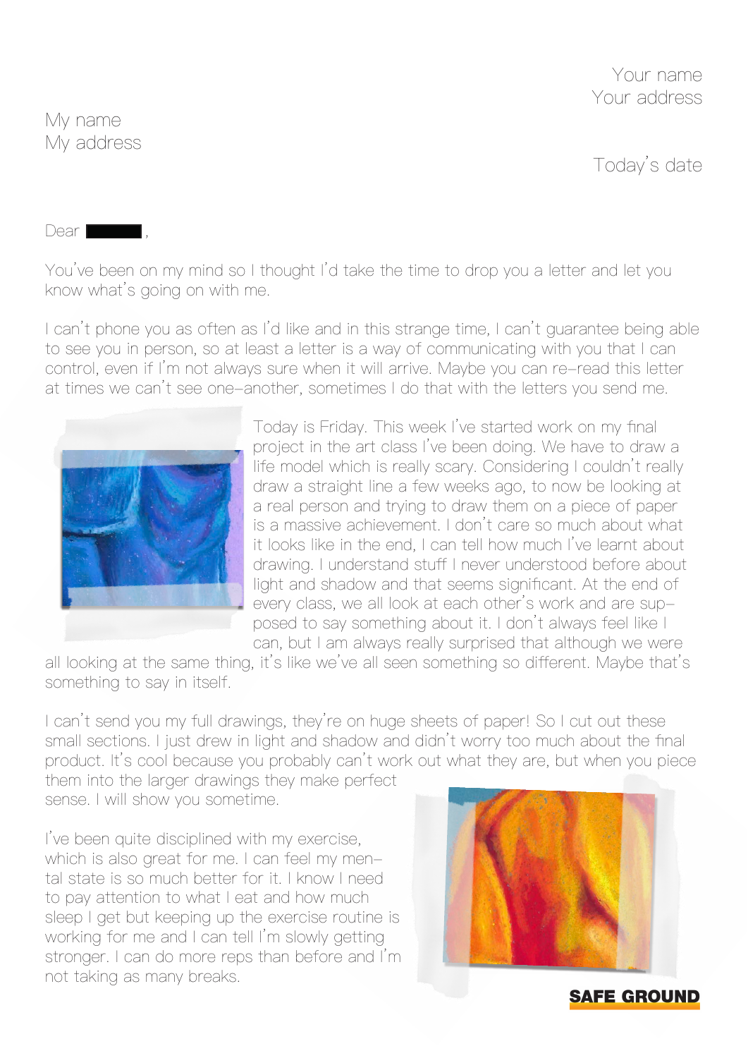Your name
Your address

My name
My address

Today's date

Dear ██████,

You've been on my mind so I thought I'd take the time to drop you a letter and let you know what's going on with me.

I can't phone you as often as I'd like and in this strange time, I can't guarantee being able to see you in person, so at least a letter is a way of communicating with you that I can control, even if I'm not always sure when it will arrive. Maybe you can re-read this letter at times we can't see one-another, sometimes I do that with the letters you send me.

Today is Friday. This week I've started work on my final project in the art class I've been doing. We have to draw a life model which is really scary. Considering I couldn't really draw a straight line a few weeks ago, to now be looking at a real person and trying to draw them on a piece of paper is a massive achievement. I don't care so much about what it looks like in the end, I can tell how much I've learnt about drawing. I understand stuff I never understood before about light and shadow and that seems significant. At the end of every class, we all look at each other's work and are supposed to say something about it. I don't always feel like I can, but I am always really surprised that although we were all looking at the same thing, it's like we've all seen something so different. Maybe that's something to say in itself.

I can't send you my full drawings, they're on huge sheets of paper! So I cut out these small sections. I just drew in light and shadow and didn't worry too much about the final product. It's cool because you probably can't work out what they are, but when you piece them into the larger drawings they make perfect sense. I will show you sometime.

I've been quite disciplined with my exercise, which is also great for me. I can feel my mental state is so much better for it. I know I need to pay attention to what I eat and how much sleep I get but keeping up the exercise routine is working for me and I can tell I'm slowly getting stronger. I can do more reps than before and I'm not taking as many breaks.

SAFE GROUND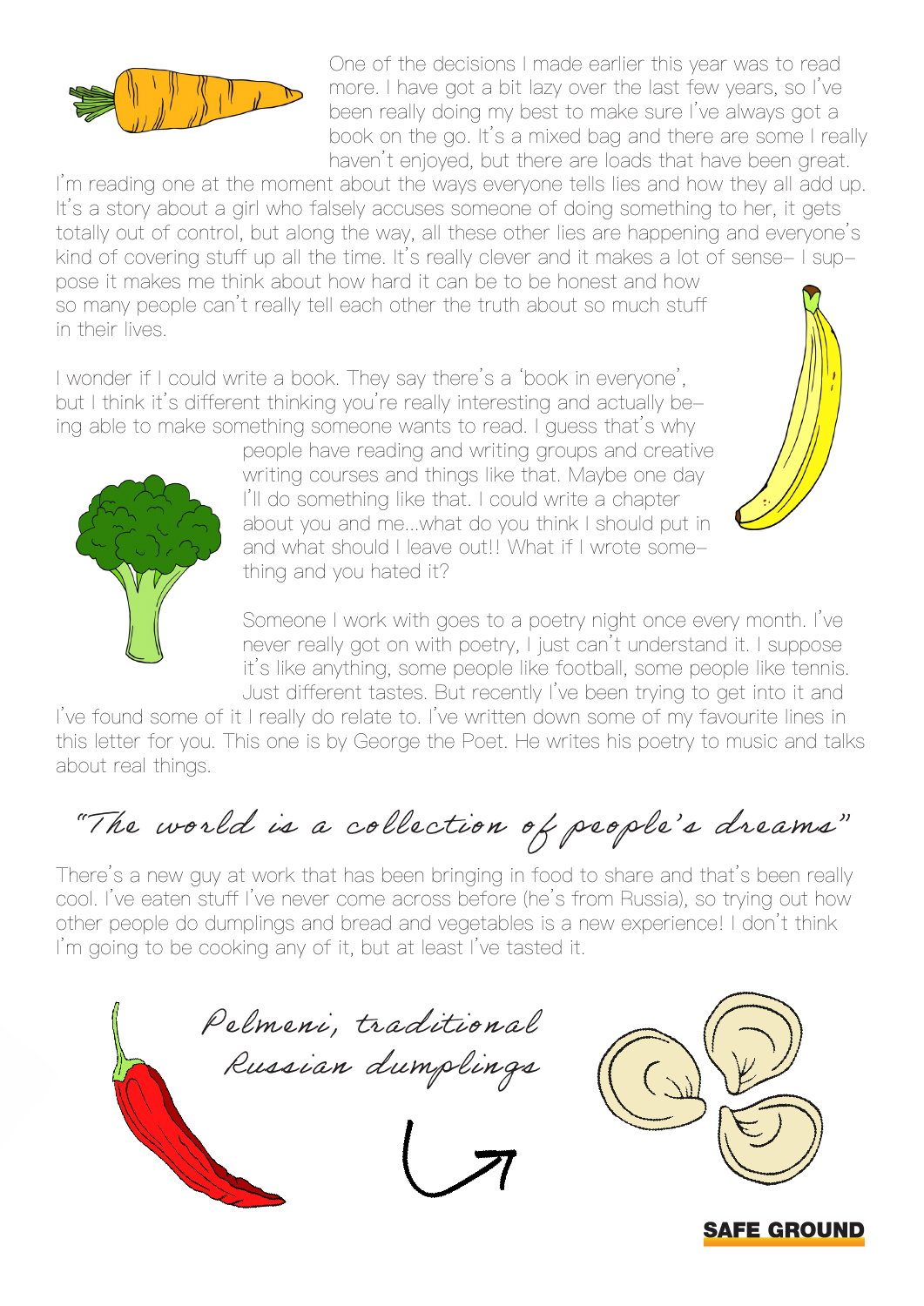One of the decisions I made earlier this year was to read more. I have got a bit lazy over the last few years, so I've been really doing my best to make sure I've always got a book on the go. It's a mixed bag and there are some I really haven't enjoyed, but there are loads that have been great. I'm reading one at the moment about the ways everyone tells lies and how they all add up. It's a story about a girl who falsely accuses someone of doing something to her, it gets totally out of control, but along the way, all these other lies are happening and everyone's kind of covering stuff up all the time. It's really clever and it makes a lot of sense– I suppose it makes me think about how hard it can be to be honest and how so many people can't really tell each other the truth about so much stuff in their lives.

I wonder if I could write a book. They say there's a 'book in everyone', but I think it's different thinking you're really interesting and actually being able to make something someone wants to read. I guess that's why people have reading and writing groups and creative writing courses and things like that. Maybe one day I'll do something like that. I could write a chapter about you and me...what do you think I should put in and what should I leave out!! What if I wrote something and you hated it?

Someone I work with goes to a poetry night once every month. I've never really got on with poetry, I just can't understand it. I suppose it's like anything, some people like football, some people like tennis. Just different tastes. But recently I've been trying to get into it and I've found some of it I really do relate to. I've written down some of my favourite lines in this letter for you. This one is by George the Poet. He writes his poetry to music and talks about real things.

*"The world is a collection of people's dreams"*

There's a new guy at work that has been bringing in food to share and that's been really cool. I've eaten stuff I've never come across before (he's from Russia), so trying out how other people do dumplings and bread and vegetables is a new experience! I don't think I'm going to be cooking any of it, but at least I've tasted it.

*Pelmeni, traditional Russian dumplings*

SAFE GROUND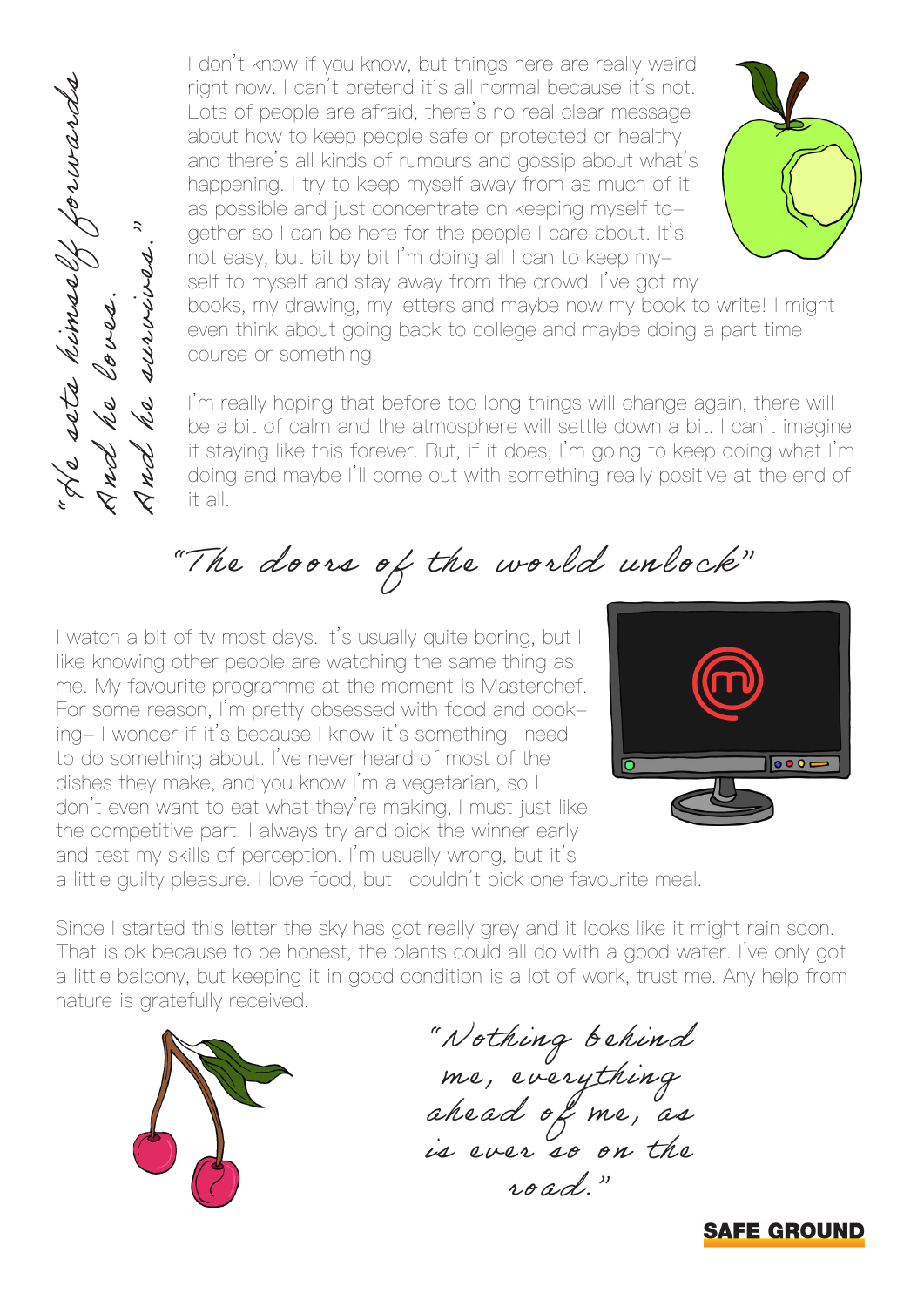*"He sets himself forwards*
*And he loves.*
*And he survives."*

I don't know if you know, but things here are really weird right now. I can't pretend it's all normal because it's not. Lots of people are afraid, there's no real clear message about how to keep people safe or protected or healthy and there's all kinds of rumours and gossip about what's happening. I try to keep myself away from as much of it as possible and just concentrate on keeping myself together so I can be here for the people I care about. It's not easy, but bit by bit I'm doing all I can to keep myself to myself and stay away from the crowd. I've got my books, my drawing, my letters and maybe now my book to write! I might even think about going back to college and maybe doing a part time course or something.

I'm really hoping that before too long things will change again, there will be a bit of calm and the atmosphere will settle down a bit. I can't imagine it staying like this forever. But, if it does, I'm going to keep doing what I'm doing and maybe I'll come out with something really positive at the end of it all.

*"The doors of the world unlock"*

I watch a bit of tv most days. It's usually quite boring, but I like knowing other people are watching the same thing as me. My favourite programme at the moment is Masterchef. For some reason, I'm pretty obsessed with food and cooking– I wonder if it's because I know it's something I need to do something about. I've never heard of most of the dishes they make, and you know I'm a vegetarian, so I don't even want to eat what they're making, I must just like the competitive part. I always try and pick the winner early and test my skills of perception. I'm usually wrong, but it's a little guilty pleasure. I love food, but I couldn't pick one favourite meal.

Since I started this letter the sky has got really grey and it looks like it might rain soon. That is ok because to be honest, the plants could all do with a good water. I've only got a little balcony, but keeping it in good condition is a lot of work, trust me. Any help from nature is gratefully received.

*"Nothing behind me, everything ahead of me, as is ever so on the road."*

**SAFE GROUND**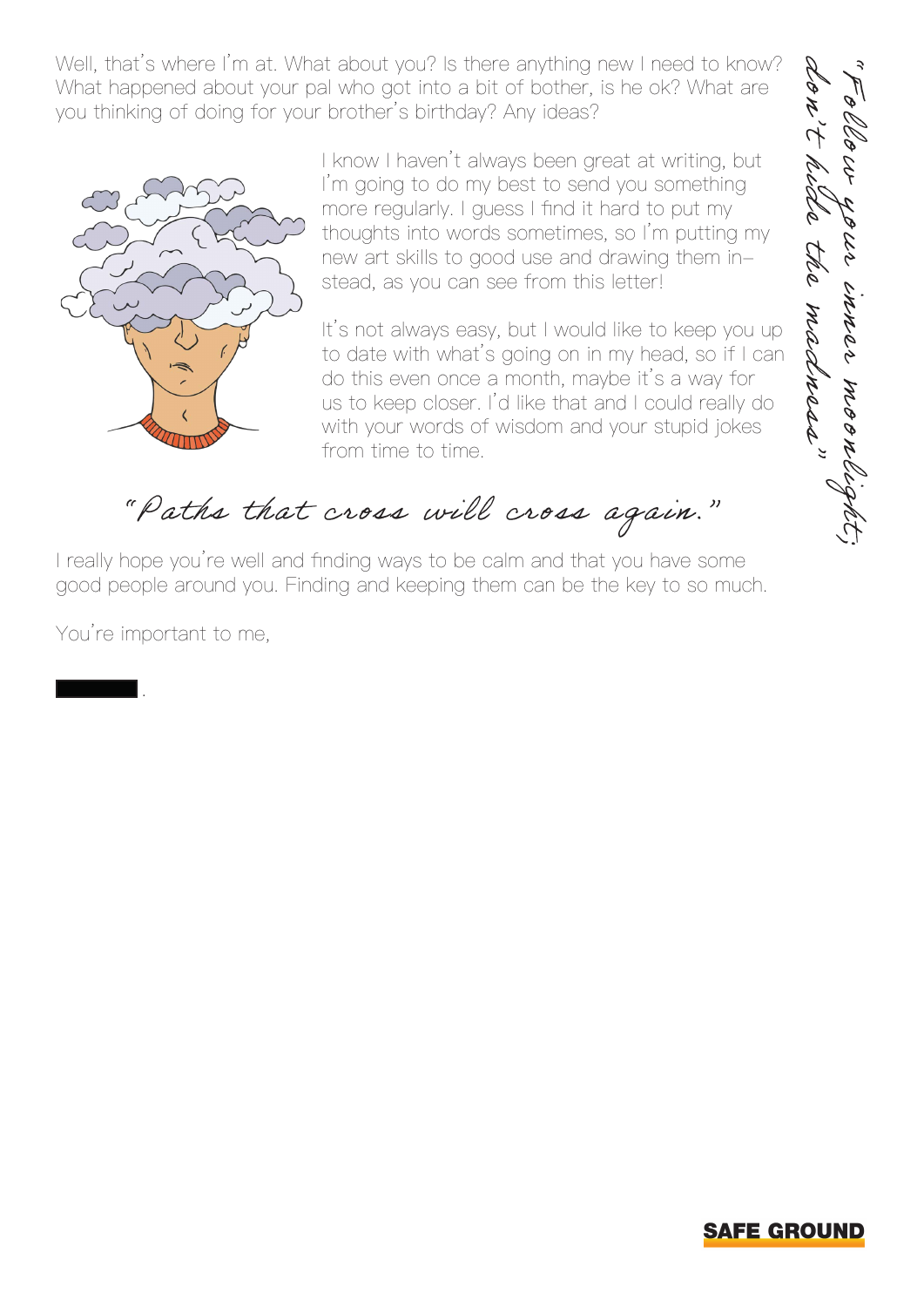Well, that's where I'm at. What about you? Is there anything new I need to know? What happened about your pal who got into a bit of bother, is he ok? What are you thinking of doing for your brother's birthday? Any ideas?

I know I haven't always been great at writing, but I'm going to do my best to send you something more regularly. I guess I find it hard to put my thoughts into words sometimes, so I'm putting my new art skills to good use and drawing them in-stead, as you can see from this letter!

It's not always easy, but I would like to keep you up to date with what's going on in my head, so if I can do this even once a month, maybe it's a way for us to keep closer. I'd like that and I could really do with your words of wisdom and your stupid jokes from time to time.

*"Paths that cross will cross again."*

I really hope you're well and finding ways to be calm and that you have some good people around you. Finding and keeping them can be the key to so much.

You're important to me,

█████.

*"Follow your inner moonlight; don't hide the madness"*

SAFE GROUND